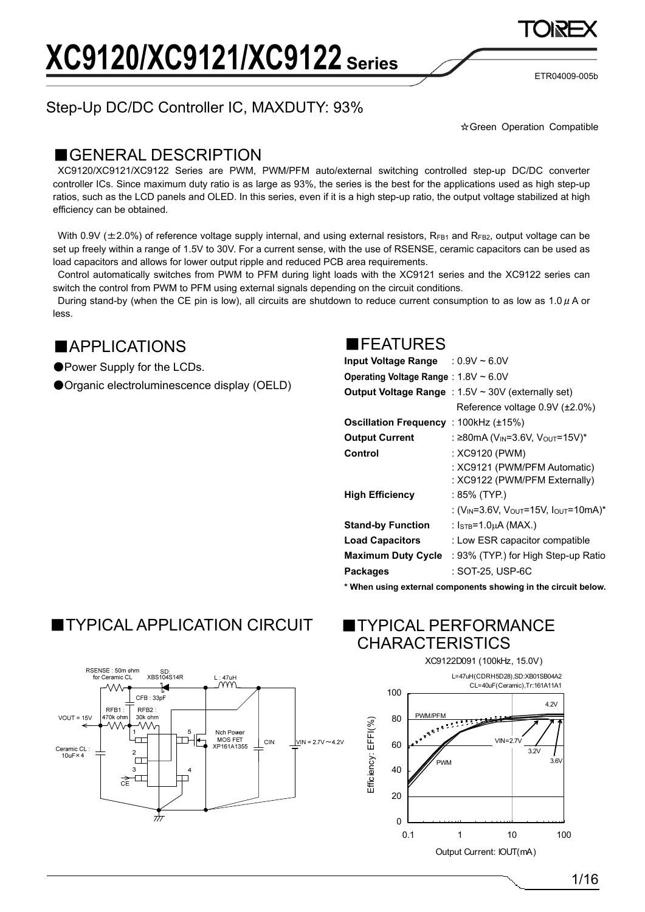# XC9120/XC9121/XC9122 Series

ETR04009-005b

## Step-Up DC/DC Controller IC, MAXDUTY: 93%

☆Green Operation Compatible

## ■GENERAL DESCRIPTION

XC9120/XC9121/XC9122 Series are PWM, PWM/PFM auto/external switching controlled step-up DC/DC converter controller ICs. Since maximum duty ratio is as large as 93%, the series is the best for the applications used as high step-up ratios, such as the LCD panels and OLED. In this series, even if it is a high step-up ratio, the output voltage stabilized at high efficiency can be obtained.

With 0.9V (±2.0%) of reference voltage supply internal, and using external resistors, $R_{FB1}$ and $R_{FB2}$, output voltage can be set up freely within a range of 1.5V to 30V. For a current sense, with the use of RSENSE, ceramic capacitors can be used as load capacitors and allows for lower output ripple and reduced PCB area requirements.

Control automatically switches from PWM to PFM during light loads with the XC9121 series and the XC9122 series can switch the control from PWM to PFM using external signals depending on the circuit conditions.

During stand-by (when the CE pin is low), all circuits are shutdown to reduce current consumption to as low as 1.0μA or less.

## ■APPLICATIONS

- ●Power Supply for the LCDs.
- ●Organic electroluminescence display (OELD)

## ■FEATURES

| | |
|---|---|
| **Input Voltage Range** | : 0.9V ~ 6.0V |
| **Operating Voltage Range** | : 1.8V ~ 6.0V |
| **Output Voltage Range** | : 1.5V ~ 30V (externally set) |
| | Reference voltage 0.9V (±2.0%) |
| **Oscillation Frequency** | : 100kHz (±15%) |
| **Output Current** | : ≥80mA ($V_{IN}$=3.6V, $V_{OUT}$=15V)* |
| **Control** | : XC9120 (PWM) |
| | : XC9121 (PWM/PFM Automatic) |
| | : XC9122 (PWM/PFM Externally) |
| **High Efficiency** | : 85% (TYP.) |
| | : ($V_{IN}$=3.6V, $V_{OUT}$=15V, $I_{OUT}$=10mA)* |
| **Stand-by Function** | : $I_{STB}$=1.0μA (MAX.) |
| **Load Capacitors** | : Low ESR capacitor compatible |
| **Maximum Duty Cycle** | : 93% (TYP.) for High Step-up Ratio |
| **Packages** | : SOT-25, USP-6C |

**\* When using external components showing in the circuit below.**

## ■TYPICAL APPLICATION CIRCUIT

RSENSE : 50m ohm for Ceramic CL, SD: XBS104S14R, L : 47uH, CFB : 33pF, RFB1 : 470k ohm, RFB2 : 30k ohm, VOUT = 15V, Ceramic CL : 10uF×4, Nch Power MOS FET XP161A1355, CIN, VIN = 2.7V～4.2V, CE

## ■TYPICAL PERFORMANCE CHARACTERISTICS

XC9122D091 (100kHz, 15.0V)

L=47uH(CDRH5D28),SD:XB01SB04A2
CL=40uF(Ceramic),Tr:161A11A1

Efficiency: EFFI(%) vs Output Current: IOUT(mA) — PWM/PFM, PWM; VIN=2.7V, 3.2V, 3.6V, 4.2V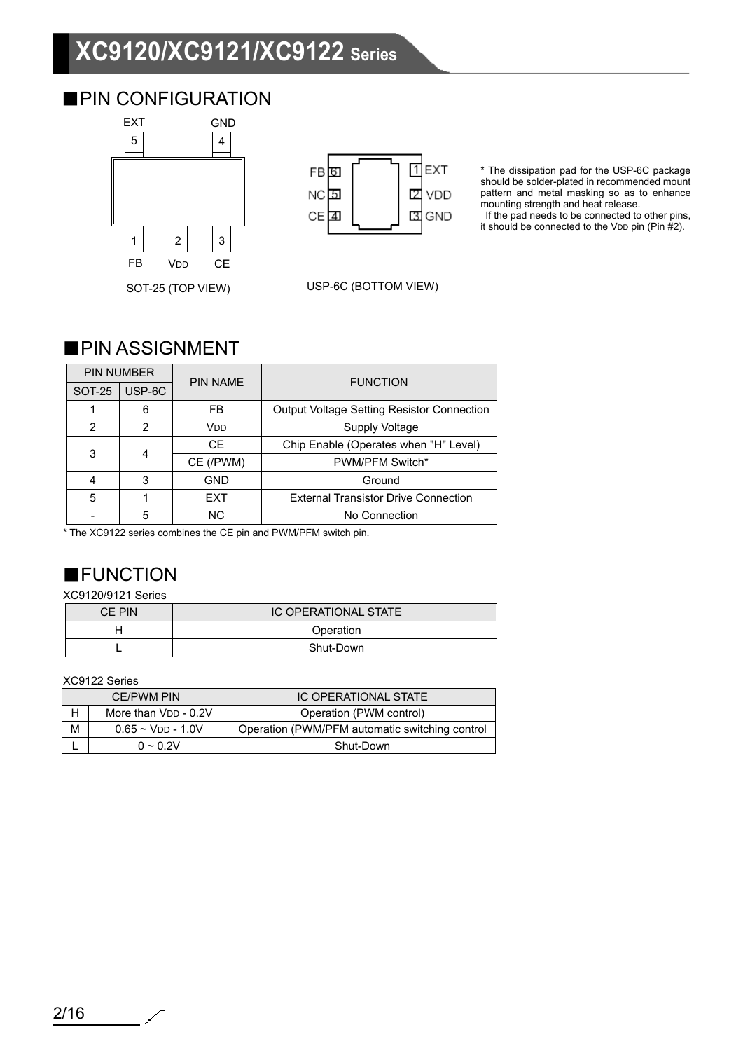## ■PIN CONFIGURATION

SOT-25 (TOP VIEW)

USP-6C (BOTTOM VIEW)

* The dissipation pad for the USP-6C package should be solder-plated in recommended mount pattern and metal masking so as to enhance mounting strength and heat release.
If the pad needs to be connected to other pins, it should be connected to the $V_{DD}$ pin (Pin #2).

## ■PIN ASSIGNMENT

| PIN NUMBER | | PIN NAME | FUNCTION |
|---|---|---|---|
| SOT-25 | USP-6C | | |
| 1 | 6 | FB | Output Voltage Setting Resistor Connection |
| 2 | 2 | $V_{DD}$ | Supply Voltage |
| 3 | 4 | CE | Chip Enable (Operates when "H" Level) |
| | | CE (/PWM) | PWM/PFM Switch* |
| 4 | 3 | GND | Ground |
| 5 | 1 | EXT | External Transistor Drive Connection |
| - | 5 | NC | No Connection |

* The XC9122 series combines the CE pin and PWM/PFM switch pin.

## ■FUNCTION

XC9120/9121 Series

| CE PIN | IC OPERATIONAL STATE |
|---|---|
| H | Operation |
| L | Shut-Down |

XC9122 Series

| CE/PWM PIN | | IC OPERATIONAL STATE |
|---|---|---|
| H | More than $V_{DD}$ - 0.2V | Operation (PWM control) |
| M | 0.65 ~ $V_{DD}$ - 1.0V | Operation (PWM/PFM automatic switching control |
| L | 0 ~ 0.2V | Shut-Down |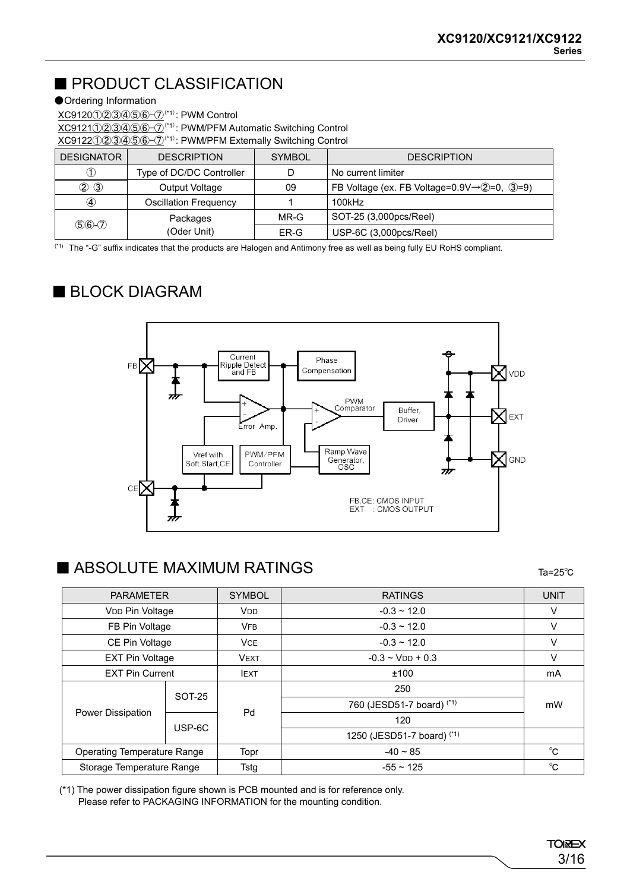## ■ PRODUCT CLASSIFICATION

●Ordering Information

XC9120①②③④⑤⑥-⑦(*1): PWM Control

XC9121①②③④⑤⑥-⑦(*1): PWM/PFM Automatic Switching Control

XC9122①②③④⑤⑥-⑦(*1): PWM/PFM Externally Switching Control

| DESIGNATOR | DESCRIPTION | SYMBOL | DESCRIPTION |
|---|---|---|---|
| ① | Type of DC/DC Controller | D | No current limiter |
| ② ③ | Output Voltage | 09 | FB Voltage (ex. FB Voltage=0.9V→②=0, ③=9) |
| ④ | Oscillation Frequency | 1 | 100kHz |
| ⑤⑥-⑦ | Packages (Oder Unit) | MR-G | SOT-25 (3,000pcs/Reel) |
| | | ER-G | USP-6C (3,000pcs/Reel) |

(*1) The "-G" suffix indicates that the products are Halogen and Antimony free as well as being fully EU RoHS compliant.

## ■ BLOCK DIAGRAM

FB, CE: CMOS INPUT
EXT : CMOS OUTPUT

## ■ ABSOLUTE MAXIMUM RATINGS

Ta=25℃

| PARAMETER | | SYMBOL | RATINGS | UNIT |
|---|---|---|---|---|
| VDD Pin Voltage | | VDD | -0.3 ~ 12.0 | V |
| FB Pin Voltage | | VFB | -0.3 ~ 12.0 | V |
| CE Pin Voltage | | VCE | -0.3 ~ 12.0 | V |
| EXT Pin Voltage | | VEXT | -0.3 ~ VDD + 0.3 | V |
| EXT Pin Current | | IEXT | ±100 | mA |
| Power Dissipation | SOT-25 | Pd | 250 | mW |
| | | | 760 (JESD51-7 board) (*1) | |
| | USP-6C | | 120 | |
| | | | 1250 (JESD51-7 board) (*1) | |
| Operating Temperature Range | | Topr | -40 ~ 85 | ℃ |
| Storage Temperature Range | | Tstg | -55 ~ 125 | ℃ |

(*1) The power dissipation figure shown is PCB mounted and is for reference only.
Please refer to PACKAGING INFORMATION for the mounting condition.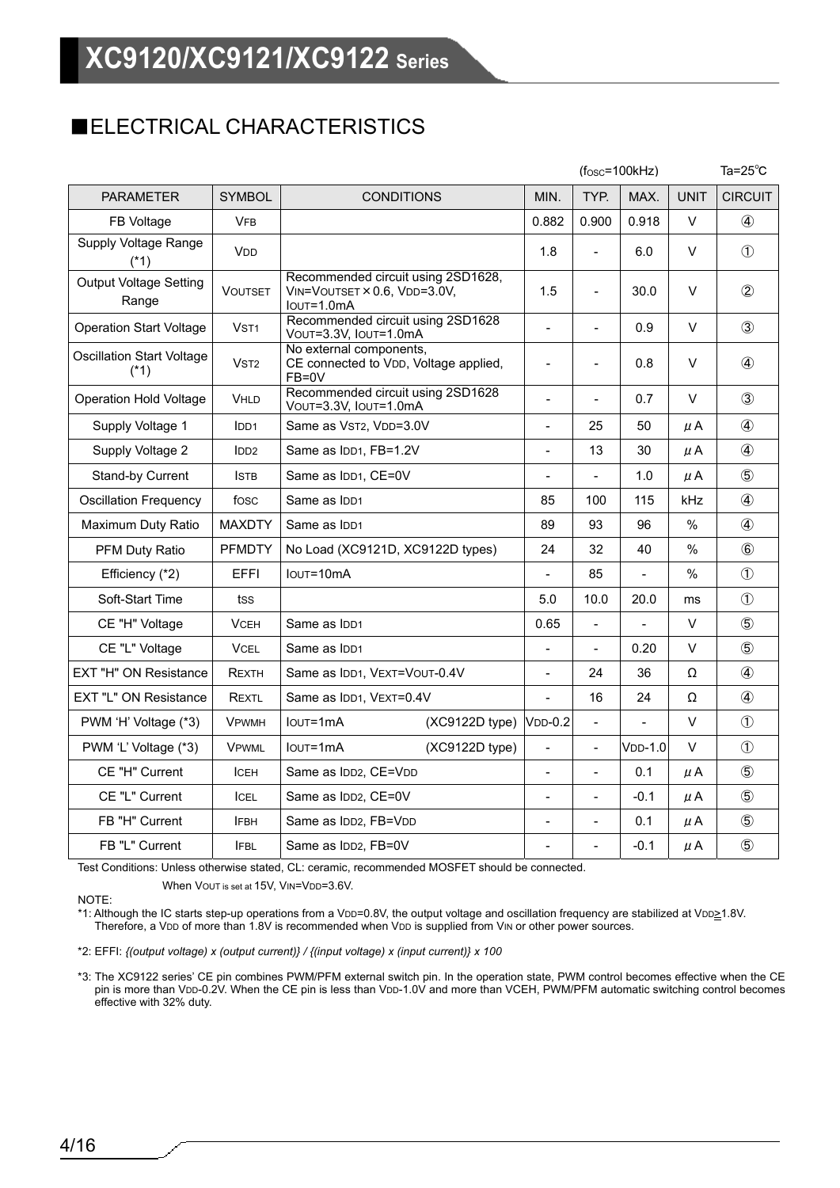## ■ELECTRICAL CHARACTERISTICS

($f_{OSC}$=100kHz) Ta=25℃

| PARAMETER | SYMBOL | CONDITIONS | MIN. | TYP. | MAX. | UNIT | CIRCUIT |
|---|---|---|---|---|---|---|---|
| FB Voltage | $V_{FB}$ | | 0.882 | 0.900 | 0.918 | V | ④ |
| Supply Voltage Range (*1) | $V_{DD}$ | | 1.8 | - | 6.0 | V | ① |
| Output Voltage Setting Range | $V_{OUTSET}$ | Recommended circuit using 2SD1628, $V_{IN}$=$V_{OUTSET}$×0.6, $V_{DD}$=3.0V, $I_{OUT}$=1.0mA | 1.5 | - | 30.0 | V | ② |
| Operation Start Voltage | $V_{ST1}$ | Recommended circuit using 2SD1628 $V_{OUT}$=3.3V, $I_{OUT}$=1.0mA | - | - | 0.9 | V | ③ |
| Oscillation Start Voltage (*1) | $V_{ST2}$ | No external components, CE connected to $V_{DD}$, Voltage applied, FB=0V | - | - | 0.8 | V | ④ |
| Operation Hold Voltage | $V_{HLD}$ | Recommended circuit using 2SD1628 $V_{OUT}$=3.3V, $I_{OUT}$=1.0mA | - | - | 0.7 | V | ③ |
| Supply Voltage 1 | $I_{DD1}$ | Same as $V_{ST2}$, $V_{DD}$=3.0V | - | 25 | 50 | μA | ④ |
| Supply Voltage 2 | $I_{DD2}$ | Same as $I_{DD1}$, FB=1.2V | - | 13 | 30 | μA | ④ |
| Stand-by Current | $I_{STB}$ | Same as $I_{DD1}$, CE=0V | - | - | 1.0 | μA | ⑤ |
| Oscillation Frequency | $f_{OSC}$ | Same as $I_{DD1}$ | 85 | 100 | 115 | kHz | ④ |
| Maximum Duty Ratio | MAXDTY | Same as $I_{DD1}$ | 89 | 93 | 96 | % | ④ |
| PFM Duty Ratio | PFMDTY | No Load (XC9121D, XC9122D types) | 24 | 32 | 40 | % | ⑥ |
| Efficiency (*2) | EFFI | $I_{OUT}$=10mA | - | 85 | - | % | ① |
| Soft-Start Time | $t_{SS}$ | | 5.0 | 10.0 | 20.0 | ms | ① |
| CE "H" Voltage | $V_{CEH}$ | Same as $I_{DD1}$ | 0.65 | - | - | V | ⑤ |
| CE "L" Voltage | $V_{CEL}$ | Same as $I_{DD1}$ | - | - | 0.20 | V | ⑤ |
| EXT "H" ON Resistance | $R_{EXTH}$ | Same as $I_{DD1}$, $V_{EXT}$=$V_{OUT}$-0.4V | - | 24 | 36 | Ω | ④ |
| EXT "L" ON Resistance | $R_{EXTL}$ | Same as $I_{DD1}$, $V_{EXT}$=0.4V | - | 16 | 24 | Ω | ④ |
| PWM 'H' Voltage (*3) | $V_{PWMH}$ | $I_{OUT}$=1mA (XC9122D type) | $V_{DD}$-0.2 | - | - | V | ① |
| PWM 'L' Voltage (*3) | $V_{PWML}$ | $I_{OUT}$=1mA (XC9122D type) | - | - | $V_{DD}$-1.0 | V | ① |
| CE "H" Current | $I_{CEH}$ | Same as $I_{DD2}$, CE=$V_{DD}$ | - | - | 0.1 | μA | ⑤ |
| CE "L" Current | $I_{CEL}$ | Same as $I_{DD2}$, CE=0V | - | - | -0.1 | μA | ⑤ |
| FB "H" Current | $I_{FBH}$ | Same as $I_{DD2}$, FB=$V_{DD}$ | - | - | 0.1 | μA | ⑤ |
| FB "L" Current | $I_{FBL}$ | Same as $I_{DD2}$, FB=0V | - | - | -0.1 | μA | ⑤ |

Test Conditions: Unless otherwise stated, CL: ceramic, recommended MOSFET should be connected.

When $V_{OUT}$ is set at 15V, $V_{IN}$=$V_{DD}$=3.6V.

NOTE:

*1: Although the IC starts step-up operations from a $V_{DD}$=0.8V, the output voltage and oscillation frequency are stabilized at $V_{DD}$≥1.8V. Therefore, a $V_{DD}$ of more than 1.8V is recommended when $V_{DD}$ is supplied from $V_{IN}$ or other power sources.

*2: EFFI: *{(output voltage) x (output current)} / {(input voltage) x (input current)} x 100*

*3: The XC9122 series' CE pin combines PWM/PFM external switch pin. In the operation state, PWM control becomes effective when the CE pin is more than $V_{DD}$-0.2V. When the CE pin is less than $V_{DD}$-1.0V and more than VCEH, PWM/PFM automatic switching control becomes effective with 32% duty.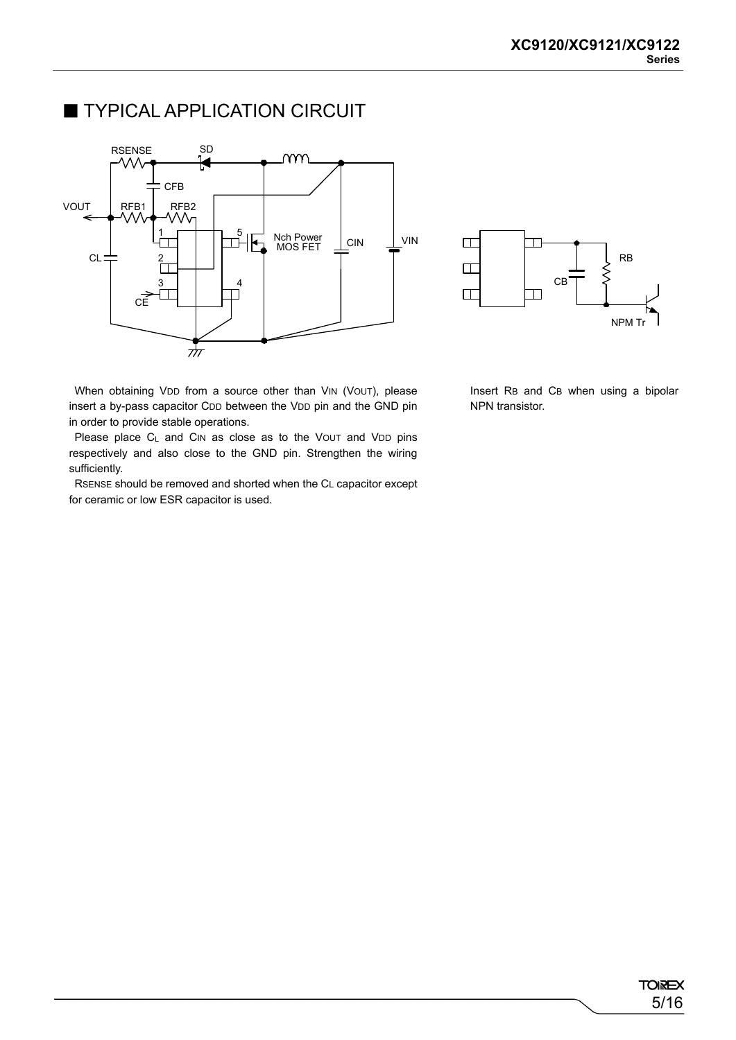## ■ TYPICAL APPLICATION CIRCUIT

When obtaining $V_{DD}$ from a source other than $V_{IN}$ ($V_{OUT}$), please insert a by-pass capacitor $C_{DD}$ between the $V_{DD}$ pin and the GND pin in order to provide stable operations.

Please place $C_L$ and $C_{IN}$ as close as to the $V_{OUT}$ and $V_{DD}$ pins respectively and also close to the GND pin. Strengthen the wiring sufficiently.

$R_{SENSE}$ should be removed and shorted when the $C_L$ capacitor except for ceramic or low ESR capacitor is used.

Insert $R_B$ and $C_B$ when using a bipolar NPN transistor.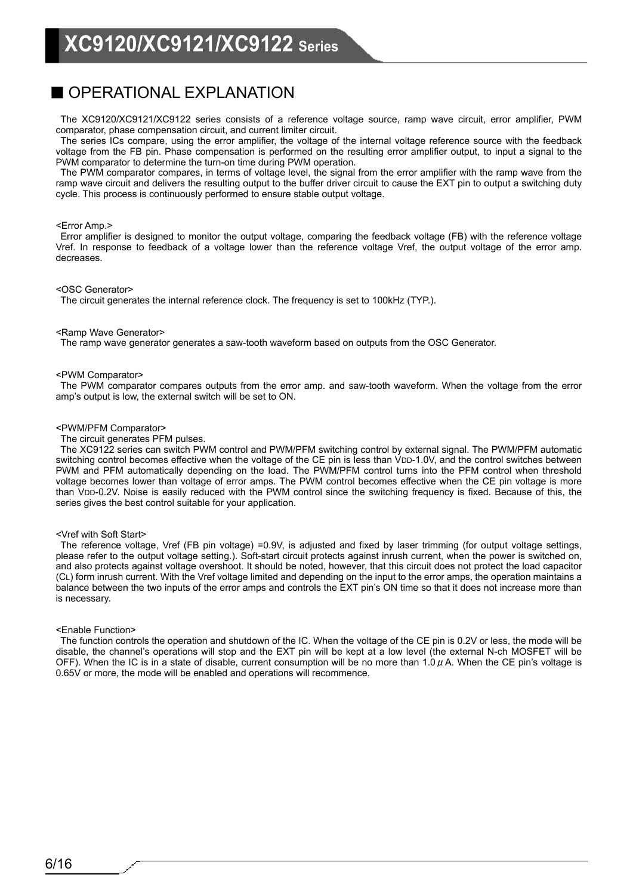## ■ OPERATIONAL EXPLANATION

The XC9120/XC9121/XC9122 series consists of a reference voltage source, ramp wave circuit, error amplifier, PWM comparator, phase compensation circuit, and current limiter circuit.

The series ICs compare, using the error amplifier, the voltage of the internal voltage reference source with the feedback voltage from the FB pin. Phase compensation is performed on the resulting error amplifier output, to input a signal to the PWM comparator to determine the turn-on time during PWM operation.

The PWM comparator compares, in terms of voltage level, the signal from the error amplifier with the ramp wave from the ramp wave circuit and delivers the resulting output to the buffer driver circuit to cause the EXT pin to output a switching duty cycle. This process is continuously performed to ensure stable output voltage.

<Error Amp.>

Error amplifier is designed to monitor the output voltage, comparing the feedback voltage (FB) with the reference voltage Vref. In response to feedback of a voltage lower than the reference voltage Vref, the output voltage of the error amp. decreases.

<OSC Generator>

The circuit generates the internal reference clock. The frequency is set to 100kHz (TYP.).

<Ramp Wave Generator>

The ramp wave generator generates a saw-tooth waveform based on outputs from the OSC Generator.

<PWM Comparator>

The PWM comparator compares outputs from the error amp. and saw-tooth waveform. When the voltage from the error amp's output is low, the external switch will be set to ON.

<PWM/PFM Comparator>

The circuit generates PFM pulses.

The XC9122 series can switch PWM control and PWM/PFM switching control by external signal. The PWM/PFM automatic switching control becomes effective when the voltage of the CE pin is less than $V_{DD}$-1.0V, and the control switches between PWM and PFM automatically depending on the load. The PWM/PFM control turns into the PFM control when threshold voltage becomes lower than voltage of error amps. The PWM control becomes effective when the CE pin voltage is more than $V_{DD}$-0.2V. Noise is easily reduced with the PWM control since the switching frequency is fixed. Because of this, the series gives the best control suitable for your application.

<Vref with Soft Start>

The reference voltage, Vref (FB pin voltage) =0.9V, is adjusted and fixed by laser trimming (for output voltage settings, please refer to the output voltage setting.). Soft-start circuit protects against inrush current, when the power is switched on, and also protects against voltage overshoot. It should be noted, however, that this circuit does not protect the load capacitor ($C_L$) form inrush current. With the Vref voltage limited and depending on the input to the error amps, the operation maintains a balance between the two inputs of the error amps and controls the EXT pin's ON time so that it does not increase more than is necessary.

<Enable Function>

The function controls the operation and shutdown of the IC. When the voltage of the CE pin is 0.2V or less, the mode will be disable, the channel's operations will stop and the EXT pin will be kept at a low level (the external N-ch MOSFET will be OFF). When the IC is in a state of disable, current consumption will be no more than 1.0$\mu$A. When the CE pin's voltage is 0.65V or more, the mode will be enabled and operations will recommence.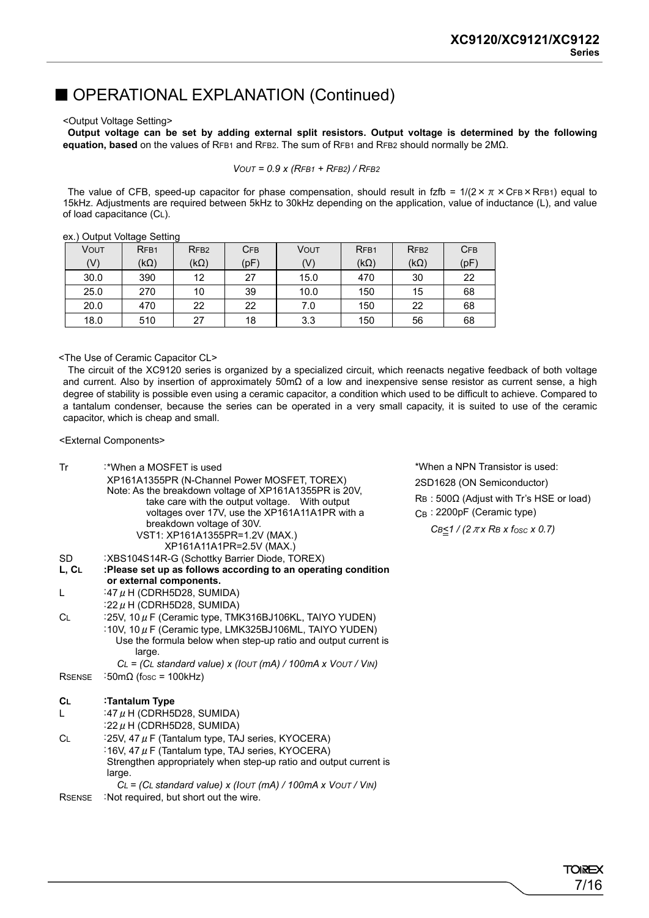## ■ OPERATIONAL EXPLANATION (Continued)

<Output Voltage Setting>

**Output voltage can be set by adding external split resistors. Output voltage is determined by the following equation, based** on the values of $R_{FB1}$ and $R_{FB2}$. The sum of $R_{FB1}$ and $R_{FB2}$ should normally be 2MΩ.

$$V_{OUT} = 0.9 \times (R_{FB1} + R_{FB2}) / R_{FB2}$$

The value of CFB, speed-up capacitor for phase compensation, should result in $f_{zfb} = 1/(2 \times \pi \times C_{FB} \times R_{FB1})$ equal to 15kHz. Adjustments are required between 5kHz to 30kHz depending on the application, value of inductance (L), and value of load capacitance ($C_L$).

ex.) Output Voltage Setting

| $V_{OUT}$ (V) | $R_{FB1}$ (kΩ) | $R_{FB2}$ (kΩ) | $C_{FB}$ (pF) | $V_{OUT}$ (V) | $R_{FB1}$ (kΩ) | $R_{FB2}$ (kΩ) | $C_{FB}$ (pF) |
|---|---|---|---|---|---|---|---|
| 30.0 | 390 | 12 | 27 | 15.0 | 470 | 30 | 22 |
| 25.0 | 270 | 10 | 39 | 10.0 | 150 | 15 | 68 |
| 20.0 | 470 | 22 | 22 | 7.0 | 150 | 22 | 68 |
| 18.0 | 510 | 27 | 18 | 3.3 | 150 | 56 | 68 |

<The Use of Ceramic Capacitor CL>

The circuit of the XC9120 series is organized by a specialized circuit, which reenacts negative feedback of both voltage and current. Also by insertion of approximately 50mΩ of a low and inexpensive sense resistor as current sense, a high degree of stability is possible even using a ceramic capacitor, a condition which used to be difficult to achieve. Compared to a tantalum condenser, because the series can be operated in a very small capacity, it is suited to use of the ceramic capacitor, which is cheap and small.

<External Components>

Tr :*When a MOSFET is used
XP161A1355PR (N-Channel Power MOSFET, TOREX)
Note: As the breakdown voltage of XP161A1355PR is 20V, take care with the output voltage. With output voltages over 17V, use the XP161A11A1PR with a breakdown voltage of 30V.
VST1: XP161A1355PR=1.2V (MAX.)
XP161A11A1PR=2.5V (MAX.)

SD :XBS104S14R-G (Schottky Barrier Diode, TOREX)

**L, $C_L$ :Please set up as follows according to an operating condition or external components.**

L :47μH (CDRH5D28, SUMIDA)
:22μH (CDRH5D28, SUMIDA)

$C_L$ :25V, 10μF (Ceramic type, TMK316BJ106KL, TAIYO YUDEN)
:10V, 10μF (Ceramic type, LMK325BJ106ML, TAIYO YUDEN)
Use the formula below when step-up ratio and output current is large.
$C_L$ = ($C_L$ standard value) x ($I_{OUT}$ (mA) / 100mA x $V_{OUT}$ / $V_{IN}$)

$R_{SENSE}$ :50mΩ ($f_{OSC}$ = 100kHz)

**$C_L$ :Tantalum Type**

L :47μH (CDRH5D28, SUMIDA)
:22μH (CDRH5D28, SUMIDA)

$C_L$ :25V, 47μF (Tantalum type, TAJ series, KYOCERA)
:16V, 47μF (Tantalum type, TAJ series, KYOCERA)
Strengthen appropriately when step-up ratio and output current is large.
$C_L$ = ($C_L$ standard value) x ($I_{OUT}$ (mA) / 100mA x $V_{OUT}$ / $V_{IN}$)

$R_{SENSE}$ :Not required, but short out the wire.

*When a NPN Transistor is used:
2SD1628 (ON Semiconductor)
$R_B$ : 500Ω (Adjust with Tr's HSE or load)
$C_B$ : 2200pF (Ceramic type)
$C_B \leq 1 / (2\pi \times R_B \times f_{OSC} \times 0.7)$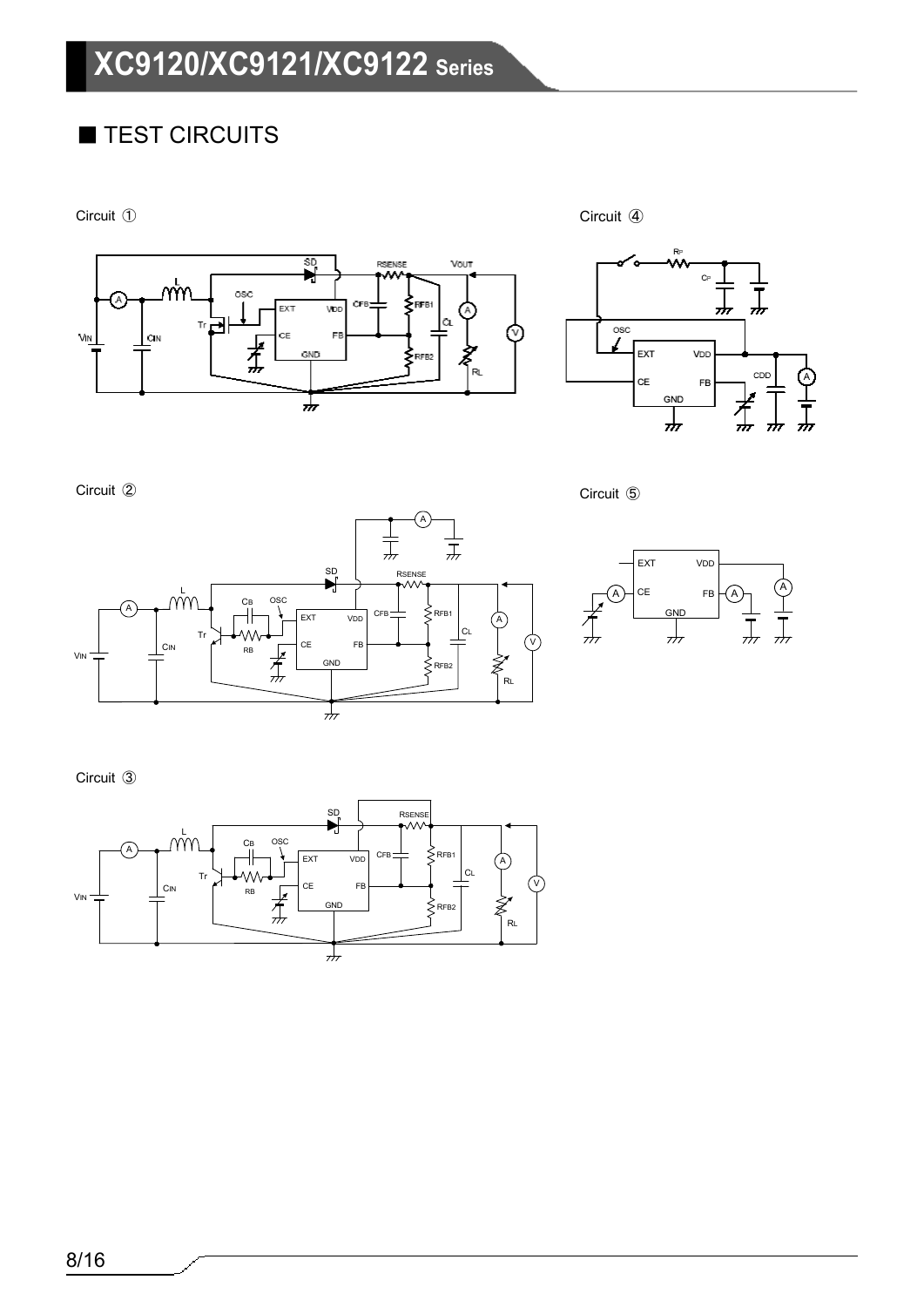## ■ TEST CIRCUITS

Circuit ①

Circuit ④

Circuit ②

Circuit ⑤

Circuit ③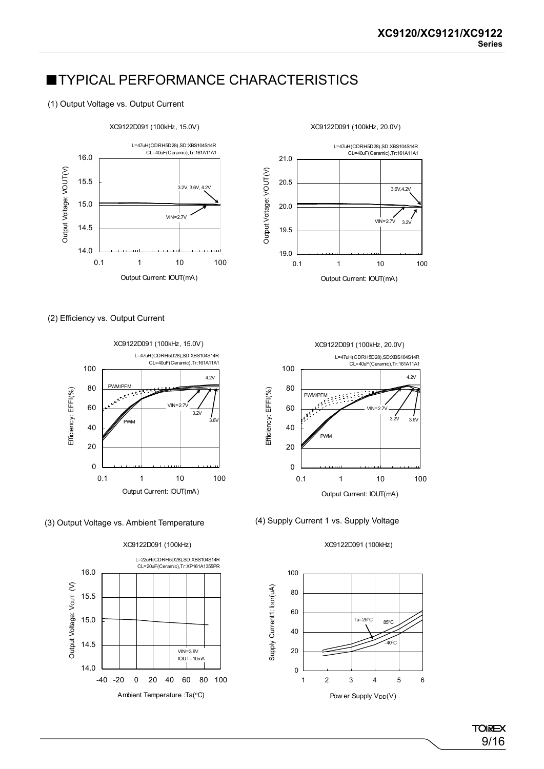## ■TYPICAL PERFORMANCE CHARACTERISTICS

(1) Output Voltage vs. Output Current

XC9122D091 (100kHz, 15.0V)

L=47uH(CDRH5D28),SD:XBS104S14R
CL=40uF(Ceramic),Tr:161A11A1

XC9122D091 (100kHz, 20.0V)

L=47uH(CDRH5D28),SD:XBS104S14R
CL=40uF(Ceramic),Tr:161A11A1

(2) Efficiency vs. Output Current

XC9122D091 (100kHz, 15.0V)

L=47uH(CDRH5D28),SD:XBS104S14R
CL=40uF(Ceramic),Tr:161A11A1

XC9122D091 (100kHz, 20.0V)

L=47uH(CDRH5D28),SD:XBS104S14R
CL=40uF(Ceramic),Tr:161A11A1

(3) Output Voltage vs. Ambient Temperature

XC9122D091 (100kHz)

L=22uH(CDRH5D28),SD:XBS104S14R
CL=20uF(Ceramic),Tr:XP161A1355PR

(4) Supply Current 1 vs. Supply Voltage

XC9122D091 (100kHz)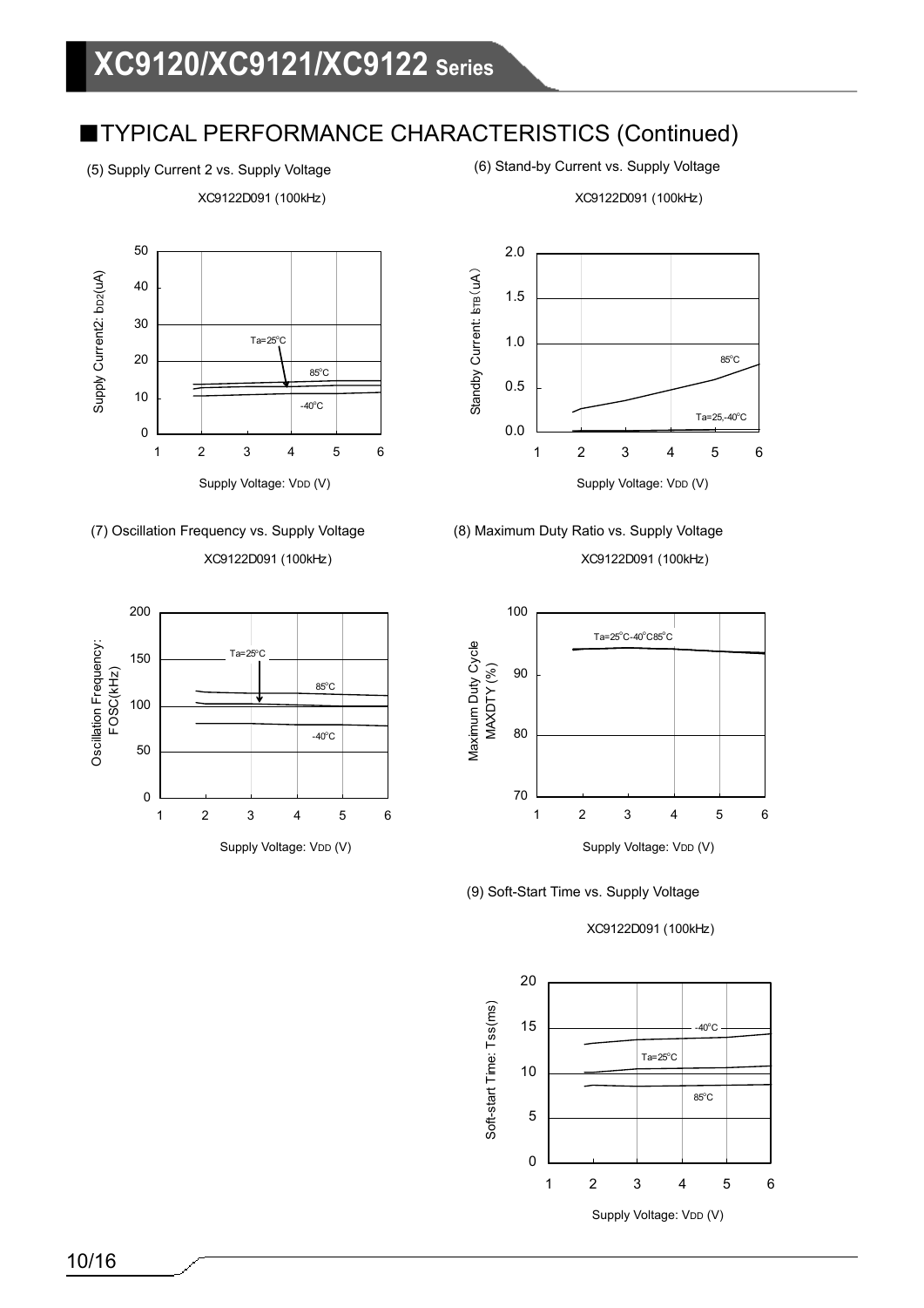## ■TYPICAL PERFORMANCE CHARACTERISTICS (Continued)

(5) Supply Current 2 vs. Supply Voltage

XC9122D091 (100kHz)

Supply Current2: $I_{DD2}$(uA)

Ta=25°C, 85°C, -40°C

Supply Voltage: $V_{DD}$ (V)

(6) Stand-by Current vs. Supply Voltage

XC9122D091 (100kHz)

Standby Current: $I_{STB}$ (uA)

85°C, Ta=25,-40°C

Supply Voltage: $V_{DD}$ (V)

(7) Oscillation Frequency vs. Supply Voltage

XC9122D091 (100kHz)

Oscillation Frequency: FOSC(kHz)

Ta=25°C, 85°C, -40°C

Supply Voltage: $V_{DD}$ (V)

(8) Maximum Duty Ratio vs. Supply Voltage

XC9122D091 (100kHz)

Maximum Duty Cycle MAXDTY (%)

Ta=25°C-40°C85°C

Supply Voltage: $V_{DD}$ (V)

(9) Soft-Start Time vs. Supply Voltage

XC9122D091 (100kHz)

Soft-start Time: Tss(ms)

-40°C, Ta=25°C, 85°C

Supply Voltage: $V_{DD}$ (V)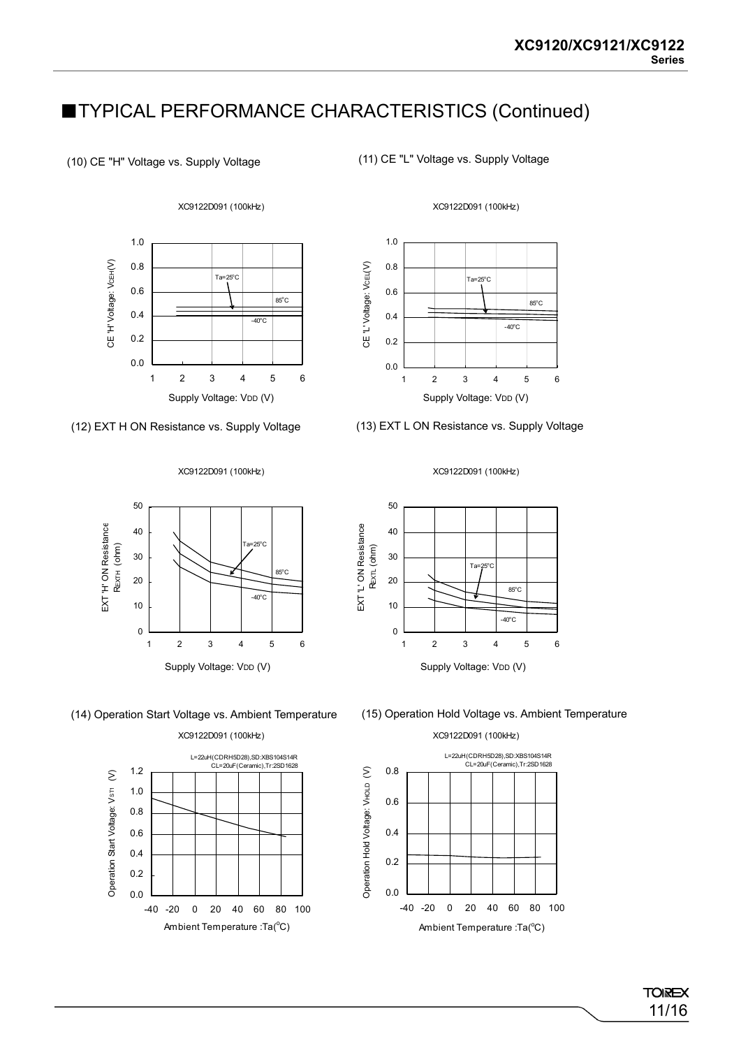## ■TYPICAL PERFORMANCE CHARACTERISTICS (Continued)

(10) CE "H" Voltage vs. Supply Voltage

XC9122D091 (100kHz)

(11) CE "L" Voltage vs. Supply Voltage

XC9122D091 (100kHz)

(12) EXT H ON Resistance vs. Supply Voltage

XC9122D091 (100kHz)

(13) EXT L ON Resistance vs. Supply Voltage

XC9122D091 (100kHz)

(14) Operation Start Voltage vs. Ambient Temperature

XC9122D091 (100kHz)

(15) Operation Hold Voltage vs. Ambient Temperature

XC9122D091 (100kHz)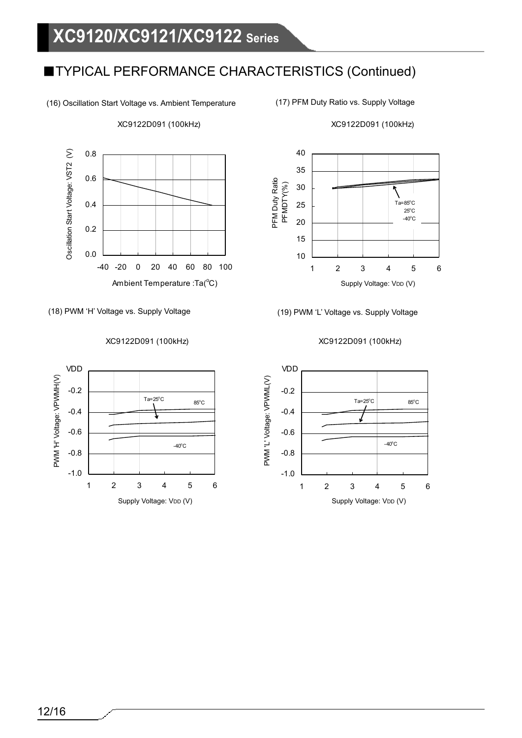## ■TYPICAL PERFORMANCE CHARACTERISTICS (Continued)

(16) Oscillation Start Voltage vs. Ambient Temperature

XC9122D091 (100kHz)

Oscillation Start Voltage: VST2 (V)

Ambient Temperature :Ta(°C)

(17) PFM Duty Ratio vs. Supply Voltage

XC9122D091 (100kHz)

PFM Duty Ratio PFMDTY(%)

Ta=85°C
25°C
-40°C

Supply Voltage: VDD (V)

(18) PWM 'H' Voltage vs. Supply Voltage

XC9122D091 (100kHz)

PWM 'H' Voltage: VPWMH(V)

Ta=25°C
85°C
-40°C

Supply Voltage: VDD (V)

(19) PWM 'L' Voltage vs. Supply Voltage

XC9122D091 (100kHz)

PWM 'L' Voltage: VPWML(V)

Ta=25°C
85°C
-40°C

Supply Voltage: VDD (V)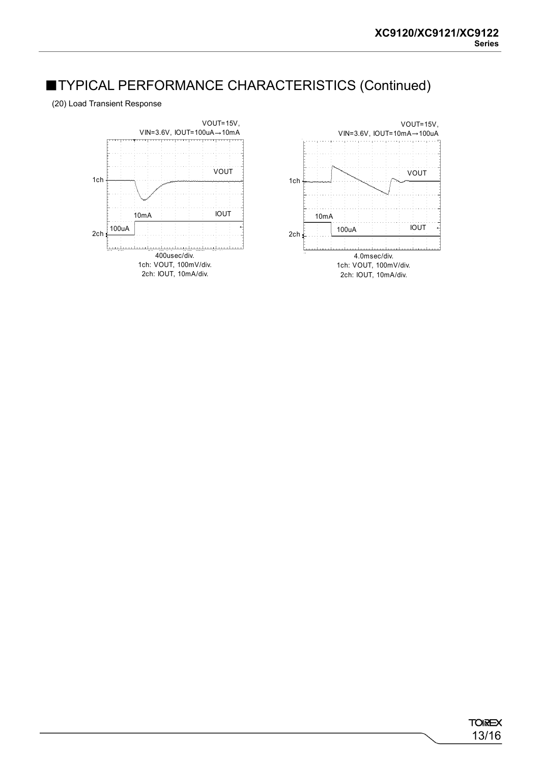## ■TYPICAL PERFORMANCE CHARACTERISTICS (Continued)

(20) Load Transient Response

VOUT=15V,
VIN=3.6V, IOUT=100uA→10mA

1ch
VOUT
10mA
IOUT
100uA
2ch

400usec/div.
1ch: VOUT, 100mV/div.
2ch: IOUT, 10mA/div.

VOUT=15V,
VIN=3.6V, IOUT=10mA→100uA

1ch
VOUT
10mA
100uA
IOUT
2ch

4.0msec/div.
1ch: VOUT, 100mV/div.
2ch: IOUT, 10mA/div.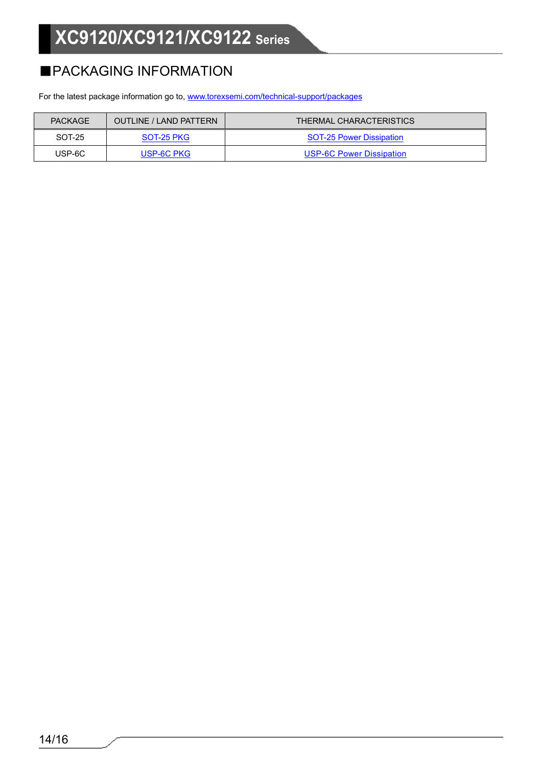## ■PACKAGING INFORMATION

For the latest package information go to, www.torexsemi.com/technical-support/packages

| PACKAGE | OUTLINE / LAND PATTERN | THERMAL CHARACTERISTICS |
|---|---|---|
| SOT-25 | SOT-25 PKG | SOT-25 Power Dissipation |
| USP-6C | USP-6C PKG | USP-6C Power Dissipation |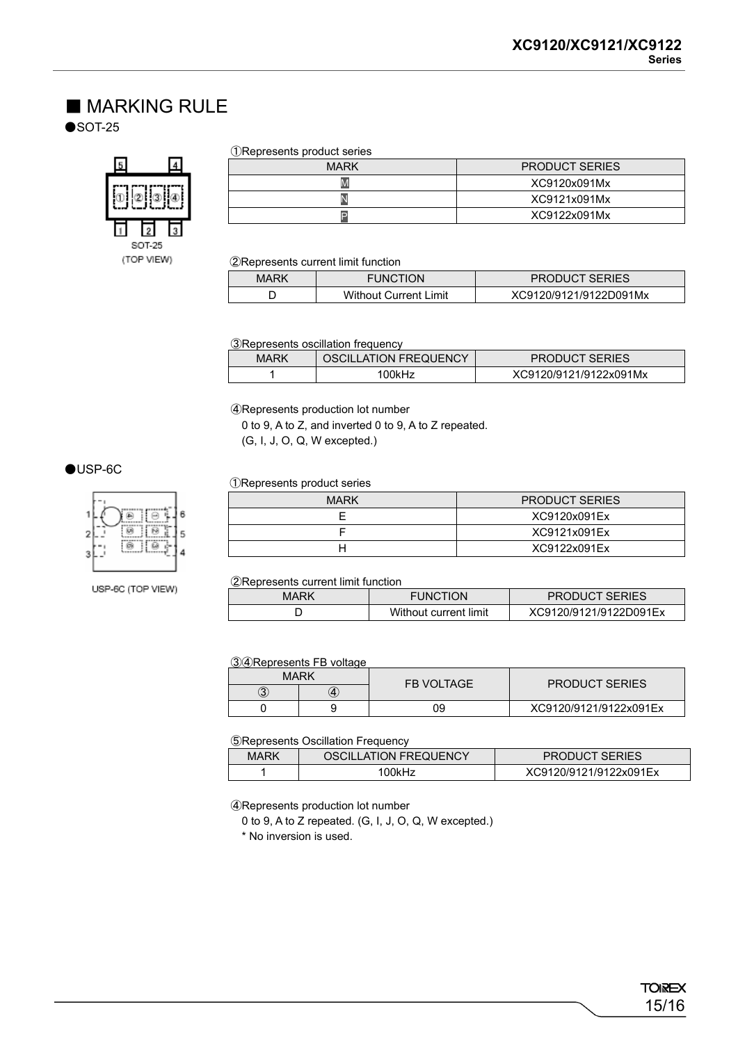## ■ MARKING RULE

●SOT-25

SOT-25
(TOP VIEW)

①Represents product series

| MARK | PRODUCT SERIES |
|---|---|
| M | XC9120x091Mx |
| N | XC9121x091Mx |
| P | XC9122x091Mx |

②Represents current limit function

| MARK | FUNCTION | PRODUCT SERIES |
|---|---|---|
| D | Without Current Limit | XC9120/9121/9122D091Mx |

③Represents oscillation frequency

| MARK | OSCILLATION FREQUENCY | PRODUCT SERIES |
|---|---|---|
| 1 | 100kHz | XC9120/9121/9122x091Mx |

④Represents production lot number
0 to 9, A to Z, and inverted 0 to 9, A to Z repeated.
(G, I, J, O, Q, W excepted.)

●USP-6C

USP-6C (TOP VIEW)

①Represents product series

| MARK | PRODUCT SERIES |
|---|---|
| E | XC9120x091Ex |
| F | XC9121x091Ex |
| H | XC9122x091Ex |

②Represents current limit function

| MARK | FUNCTION | PRODUCT SERIES |
|---|---|---|
| D | Without current limit | XC9120/9121/9122D091Ex |

③④Represents FB voltage

| MARK | | FB VOLTAGE | PRODUCT SERIES |
|---|---|---|---|
| ③ | ④ | | |
| 0 | 9 | 09 | XC9120/9121/9122x091Ex |

⑤Represents Oscillation Frequency

| MARK | OSCILLATION FREQUENCY | PRODUCT SERIES |
|---|---|---|
| 1 | 100kHz | XC9120/9121/9122x091Ex |

④Represents production lot number
0 to 9, A to Z repeated. (G, I, J, O, Q, W excepted.)
* No inversion is used.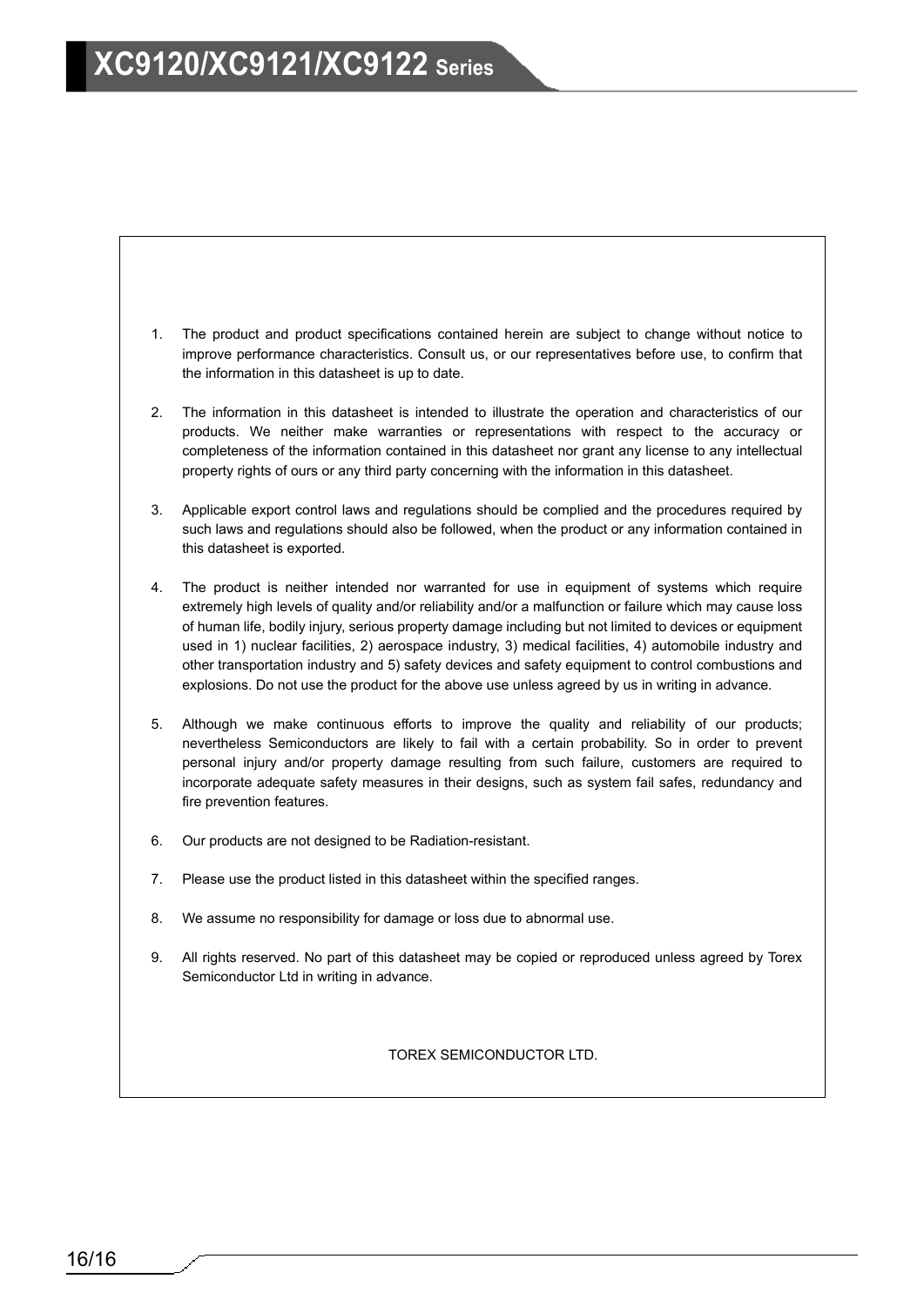1. The product and product specifications contained herein are subject to change without notice to improve performance characteristics. Consult us, or our representatives before use, to confirm that the information in this datasheet is up to date.

2. The information in this datasheet is intended to illustrate the operation and characteristics of our products. We neither make warranties or representations with respect to the accuracy or completeness of the information contained in this datasheet nor grant any license to any intellectual property rights of ours or any third party concerning with the information in this datasheet.

3. Applicable export control laws and regulations should be complied and the procedures required by such laws and regulations should also be followed, when the product or any information contained in this datasheet is exported.

4. The product is neither intended nor warranted for use in equipment of systems which require extremely high levels of quality and/or reliability and/or a malfunction or failure which may cause loss of human life, bodily injury, serious property damage including but not limited to devices or equipment used in 1) nuclear facilities, 2) aerospace industry, 3) medical facilities, 4) automobile industry and other transportation industry and 5) safety devices and safety equipment to control combustions and explosions. Do not use the product for the above use unless agreed by us in writing in advance.

5. Although we make continuous efforts to improve the quality and reliability of our products; nevertheless Semiconductors are likely to fail with a certain probability. So in order to prevent personal injury and/or property damage resulting from such failure, customers are required to incorporate adequate safety measures in their designs, such as system fail safes, redundancy and fire prevention features.

6. Our products are not designed to be Radiation-resistant.

7. Please use the product listed in this datasheet within the specified ranges.

8. We assume no responsibility for damage or loss due to abnormal use.

9. All rights reserved. No part of this datasheet may be copied or reproduced unless agreed by Torex Semiconductor Ltd in writing in advance.

TOREX SEMICONDUCTOR LTD.